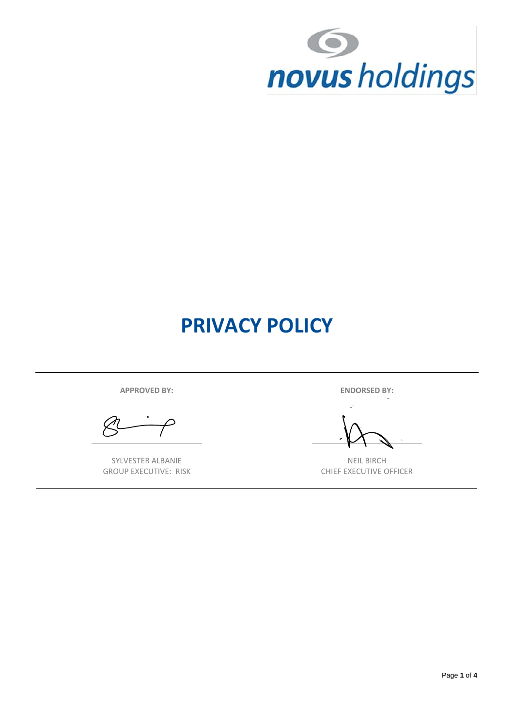novus holdings

# PRIVACY POLICY

| APPROVED BY: | ENDORSED BY: |
| --- | --- |
| SYLVESTER ALBANIE<br>GROUP EXECUTIVE: RISK | NEIL BIRCH<br>CHIEF EXECUTIVE OFFICER |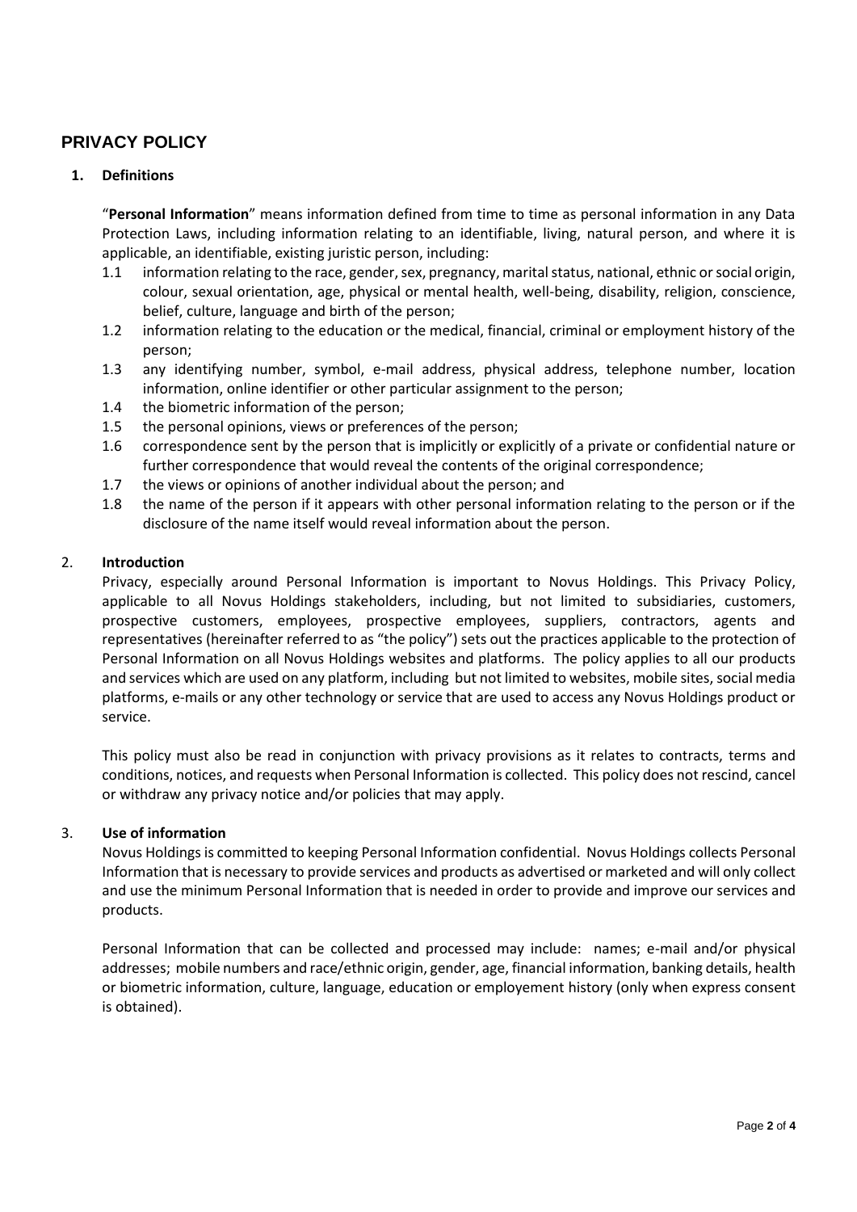# PRIVACY POLICY

## 1. Definitions

"**Personal Information**" means information defined from time to time as personal information in any Data Protection Laws, including information relating to an identifiable, living, natural person, and where it is applicable, an identifiable, existing juristic person, including:

1.1 information relating to the race, gender, sex, pregnancy, marital status, national, ethnic or social origin, colour, sexual orientation, age, physical or mental health, well-being, disability, religion, conscience, belief, culture, language and birth of the person;

1.2 information relating to the education or the medical, financial, criminal or employment history of the person;

1.3 any identifying number, symbol, e-mail address, physical address, telephone number, location information, online identifier or other particular assignment to the person;

1.4 the biometric information of the person;

1.5 the personal opinions, views or preferences of the person;

1.6 correspondence sent by the person that is implicitly or explicitly of a private or confidential nature or further correspondence that would reveal the contents of the original correspondence;

1.7 the views or opinions of another individual about the person; and

1.8 the name of the person if it appears with other personal information relating to the person or if the disclosure of the name itself would reveal information about the person.

## 2. Introduction

Privacy, especially around Personal Information is important to Novus Holdings. This Privacy Policy, applicable to all Novus Holdings stakeholders, including, but not limited to subsidiaries, customers, prospective customers, employees, prospective employees, suppliers, contractors, agents and representatives (hereinafter referred to as "the policy") sets out the practices applicable to the protection of Personal Information on all Novus Holdings websites and platforms. The policy applies to all our products and services which are used on any platform, including but not limited to websites, mobile sites, social media platforms, e-mails or any other technology or service that are used to access any Novus Holdings product or service.

This policy must also be read in conjunction with privacy provisions as it relates to contracts, terms and conditions, notices, and requests when Personal Information is collected. This policy does not rescind, cancel or withdraw any privacy notice and/or policies that may apply.

## 3. Use of information

Novus Holdings is committed to keeping Personal Information confidential. Novus Holdings collects Personal Information that is necessary to provide services and products as advertised or marketed and will only collect and use the minimum Personal Information that is needed in order to provide and improve our services and products.

Personal Information that can be collected and processed may include: names; e-mail and/or physical addresses; mobile numbers and race/ethnic origin, gender, age, financial information, banking details, health or biometric information, culture, language, education or employement history (only when express consent is obtained).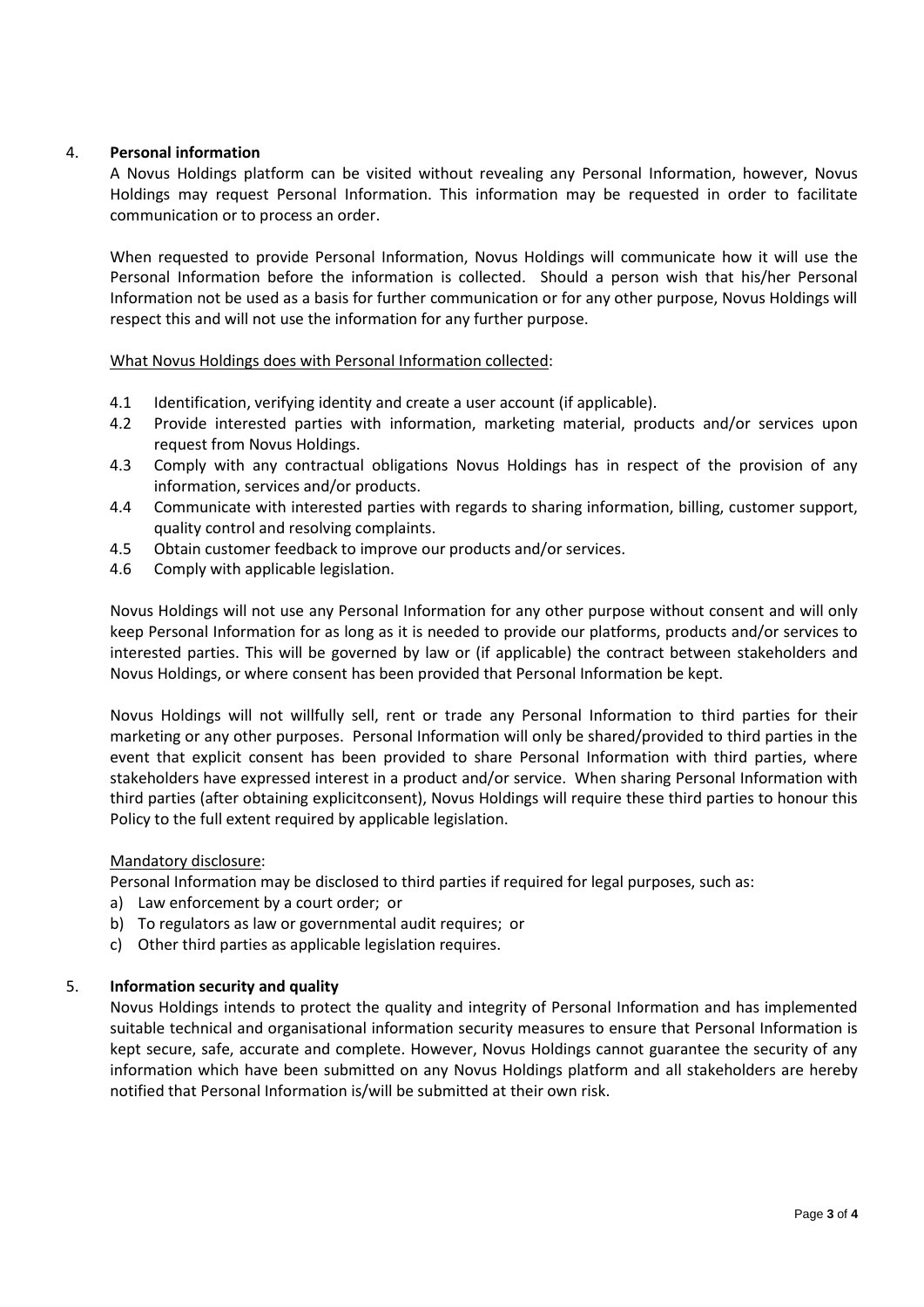## 4. **Personal information**

A Novus Holdings platform can be visited without revealing any Personal Information, however, Novus Holdings may request Personal Information. This information may be requested in order to facilitate communication or to process an order.

When requested to provide Personal Information, Novus Holdings will communicate how it will use the Personal Information before the information is collected. Should a person wish that his/her Personal Information not be used as a basis for further communication or for any other purpose, Novus Holdings will respect this and will not use the information for any further purpose.

<u>What Novus Holdings does with Personal Information collected</u>:

- 4.1 Identification, verifying identity and create a user account (if applicable).
- 4.2 Provide interested parties with information, marketing material, products and/or services upon request from Novus Holdings.
- 4.3 Comply with any contractual obligations Novus Holdings has in respect of the provision of any information, services and/or products.
- 4.4 Communicate with interested parties with regards to sharing information, billing, customer support, quality control and resolving complaints.
- 4.5 Obtain customer feedback to improve our products and/or services.
- 4.6 Comply with applicable legislation.

Novus Holdings will not use any Personal Information for any other purpose without consent and will only keep Personal Information for as long as it is needed to provide our platforms, products and/or services to interested parties. This will be governed by law or (if applicable) the contract between stakeholders and Novus Holdings, or where consent has been provided that Personal Information be kept.

Novus Holdings will not willfully sell, rent or trade any Personal Information to third parties for their marketing or any other purposes. Personal Information will only be shared/provided to third parties in the event that explicit consent has been provided to share Personal Information with third parties, where stakeholders have expressed interest in a product and/or service. When sharing Personal Information with third parties (after obtaining explicitconsent), Novus Holdings will require these third parties to honour this Policy to the full extent required by applicable legislation.

<u>Mandatory disclosure</u>:

Personal Information may be disclosed to third parties if required for legal purposes, such as:

a) Law enforcement by a court order; or
b) To regulators as law or governmental audit requires; or
c) Other third parties as applicable legislation requires.

## 5. **Information security and quality**

Novus Holdings intends to protect the quality and integrity of Personal Information and has implemented suitable technical and organisational information security measures to ensure that Personal Information is kept secure, safe, accurate and complete. However, Novus Holdings cannot guarantee the security of any information which have been submitted on any Novus Holdings platform and all stakeholders are hereby notified that Personal Information is/will be submitted at their own risk.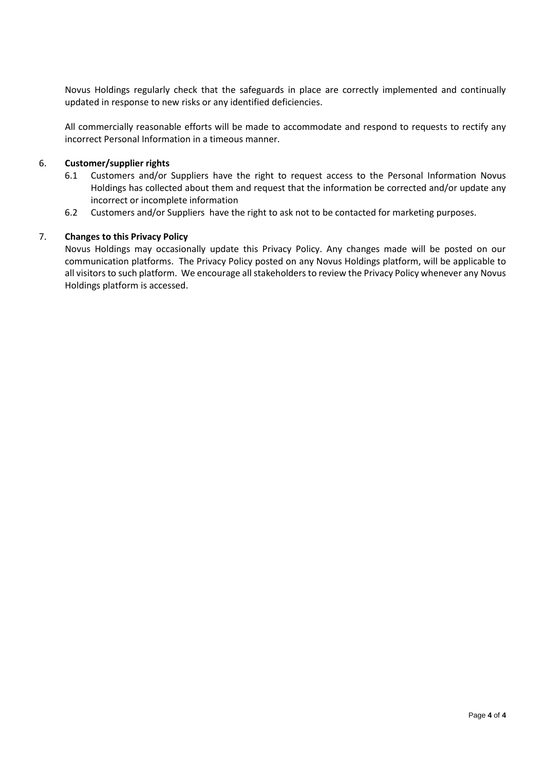Novus Holdings regularly check that the safeguards in place are correctly implemented and continually updated in response to new risks or any identified deficiencies.

All commercially reasonable efforts will be made to accommodate and respond to requests to rectify any incorrect Personal Information in a timeous manner.

6. **Customer/supplier rights**
   6.1 Customers and/or Suppliers have the right to request access to the Personal Information Novus Holdings has collected about them and request that the information be corrected and/or update any incorrect or incomplete information
   6.2 Customers and/or Suppliers have the right to ask not to be contacted for marketing purposes.

7. **Changes to this Privacy Policy**

   Novus Holdings may occasionally update this Privacy Policy. Any changes made will be posted on our communication platforms. The Privacy Policy posted on any Novus Holdings platform, will be applicable to all visitors to such platform. We encourage all stakeholders to review the Privacy Policy whenever any Novus Holdings platform is accessed.